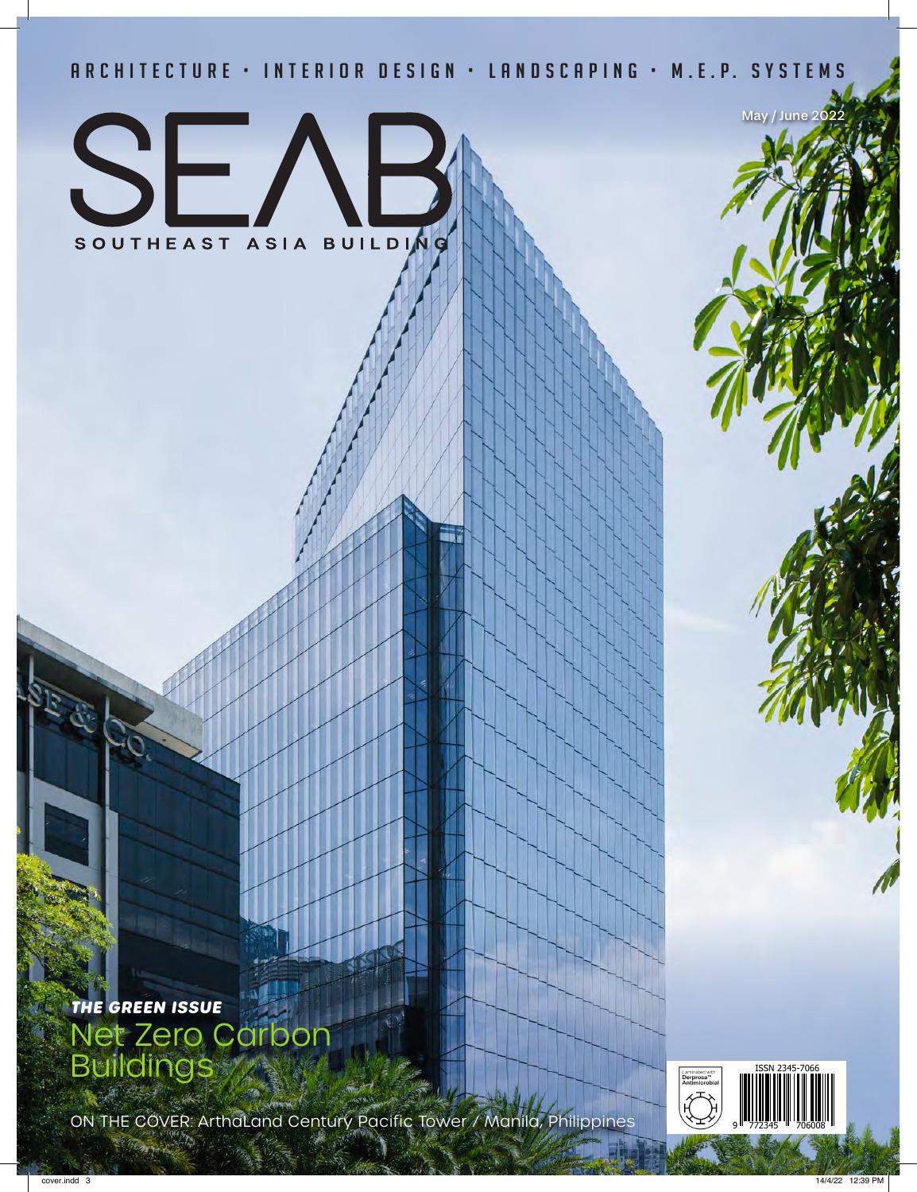ARCHITECTURE • INTERIOR DESIGN • LANDSCAPING • M.E.P. SYSTEMS

May / June 2022

# SEAB

SOUTHEAST ASIA BUILDING

***THE GREEN ISSUE***

## Net Zero Carbon Buildings

ON THE COVER: ArthaLand Century Pacific Tower / Manila, Philippines

Laminated with Derprosa™ Antimicrobial

ISSN 2345-7066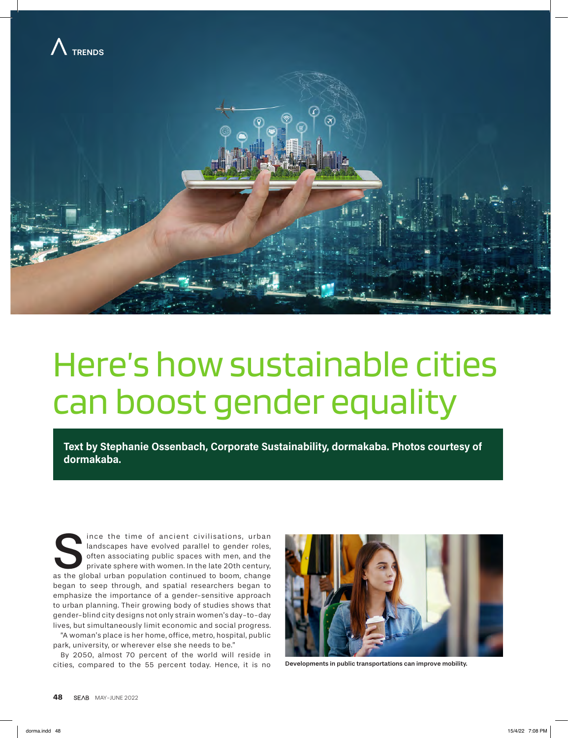TRENDS

# Here's how sustainable cities can boost gender equality

**Text by Stephanie Ossenbach, Corporate Sustainability, dormakaba. Photos courtesy of dormakaba.**

Since the time of ancient civilisations, urban landscapes have evolved parallel to gender roles, often associating public spaces with men, and the private sphere with women. In the late 20th century, as the global urban population continued to boom, change began to seep through, and spatial researchers began to emphasize the importance of a gender-sensitive approach to urban planning. Their growing body of studies shows that gender-blind city designs not only strain women's day-to-day lives, but simultaneously limit economic and social progress.

"A woman's place is her home, office, metro, hospital, public park, university, or wherever else she needs to be."

By 2050, almost 70 percent of the world will reside in cities, compared to the 55 percent today. Hence, it is no

Developments in public transportations can improve mobility.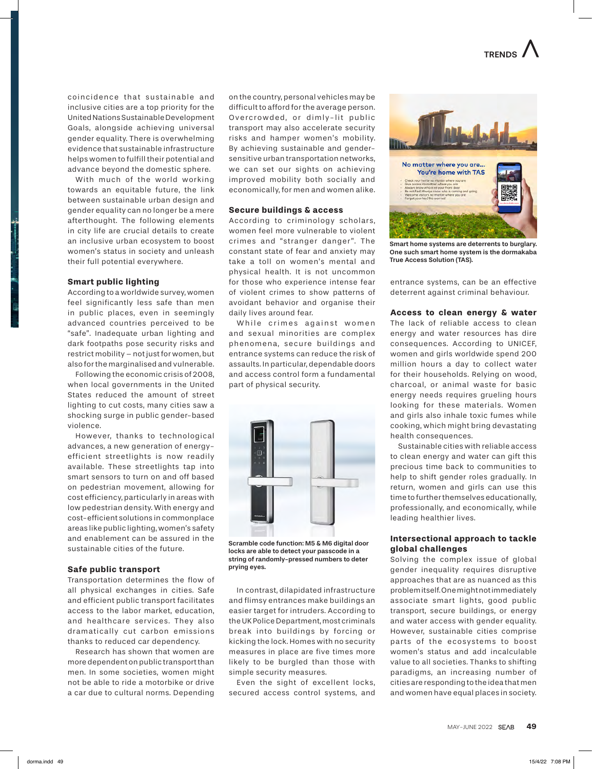coincidence that sustainable and inclusive cities are a top priority for the United Nations Sustainable Development Goals, alongside achieving universal gender equality. There is overwhelming evidence that sustainable infrastructure helps women to fulfill their potential and advance beyond the domestic sphere.

With much of the world working towards an equitable future, the link between sustainable urban design and gender equality can no longer be a mere afterthought. The following elements in city life are crucial details to create an inclusive urban ecosystem to boost women's status in society and unleash their full potential everywhere.

### Smart public lighting

According to a worldwide survey, women feel significantly less safe than men in public places, even in seemingly advanced countries perceived to be "safe". Inadequate urban lighting and dark footpaths pose security risks and restrict mobility – not just for women, but also for the marginalised and vulnerable.

Following the economic crisis of 2008, when local governments in the United States reduced the amount of street lighting to cut costs, many cities saw a shocking surge in public gender-based violence.

However, thanks to technological advances, a new generation of energy-efficient streetlights is now readily available. These streetlights tap into smart sensors to turn on and off based on pedestrian movement, allowing for cost efficiency, particularly in areas with low pedestrian density. With energy and cost-efficient solutions in commonplace areas like public lighting, women's safety and enablement can be assured in the sustainable cities of the future.

### Safe public transport

Transportation determines the flow of all physical exchanges in cities. Safe and efficient public transport facilitates access to the labor market, education, and healthcare services. They also dramatically cut carbon emissions thanks to reduced car dependency.

Research has shown that women are more dependent on public transport than men. In some societies, women might not be able to ride a motorbike or drive a car due to cultural norms. Depending on the country, personal vehicles may be difficult to afford for the average person. Overcrowded, or dimly-lit public transport may also accelerate security risks and hamper women's mobility. By achieving sustainable and gender-sensitive urban transportation networks, we can set our sights on achieving improved mobility both socially and economically, for men and women alike.

### Secure buildings & access

According to criminology scholars, women feel more vulnerable to violent crimes and "stranger danger". The constant state of fear and anxiety may take a toll on women's mental and physical health. It is not uncommon for those who experience intense fear of violent crimes to show patterns of avoidant behavior and organise their daily lives around fear.

While crimes against women and sexual minorities are complex phenomena, secure buildings and entrance systems can reduce the risk of assaults. In particular, dependable doors and access control form a fundamental part of physical security.

**Scramble code function: M5 & M6 digital door locks are able to detect your passcode in a string of randomly-pressed numbers to deter prying eyes.**

In contrast, dilapidated infrastructure and flimsy entrances make buildings an easier target for intruders. According to the UK Police Department, most criminals break into buildings by forcing or kicking the lock. Homes with no security measures in place are five times more likely to be burgled than those with simple security measures.

Even the sight of excellent locks, secured access control systems, and entrance systems, can be an effective deterrent against criminal behaviour.

**Smart home systems are deterrents to burglary. One such smart home system is the dormakaba True Access Solution (TAS).**

### Access to clean energy & water

The lack of reliable access to clean energy and water resources has dire consequences. According to UNICEF, women and girls worldwide spend 200 million hours a day to collect water for their households. Relying on wood, charcoal, or animal waste for basic energy needs requires grueling hours looking for these materials. Women and girls also inhale toxic fumes while cooking, which might bring devastating health consequences.

Sustainable cities with reliable access to clean energy and water can gift this precious time back to communities to help to shift gender roles gradually. In return, women and girls can use this time to further themselves educationally, professionally, and economically, while leading healthier lives.

### Intersectional approach to tackle global challenges

Solving the complex issue of global gender inequality requires disruptive approaches that are as nuanced as this problem itself. One might not immediately associate smart lights, good public transport, secure buildings, or energy and water access with gender equality. However, sustainable cities comprise parts of the ecosystems to boost women's status and add incalculable value to all societies. Thanks to shifting paradigms, an increasing number of cities are responding to the idea that men and women have equal places in society.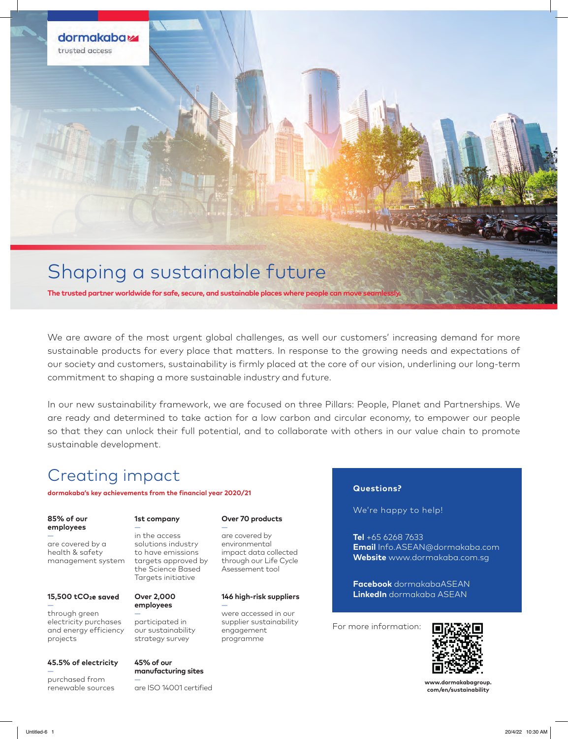dormakaba
trusted access

# Shaping a sustainable future

**The trusted partner worldwide for safe, secure, and sustainable places where people can move seamlessly.**

We are aware of the most urgent global challenges, as well our customers' increasing demand for more sustainable products for every place that matters. In response to the growing needs and expectations of our society and customers, sustainability is firmly placed at the core of our vision, underlining our long-term commitment to shaping a more sustainable industry and future.

In our new sustainability framework, we are focused on three Pillars: People, Planet and Partnerships. We are ready and determined to take action for a low carbon and circular economy, to empower our people so that they can unlock their full potential, and to collaborate with others in our value chain to promote sustainable development.

## Creating impact

**dormakaba's key achievements from the financial year 2020/21**

**85% of our employees**
—
are covered by a health & safety management system

**1st company**
—
in the access solutions industry to have emissions targets approved by the Science Based Targets initiative

**Over 70 products**
—
are covered by environmental impact data collected through our Life Cycle Asesssement tool

**15,500 $tCO_2e$ saved**
—
through green electricity purchases and energy efficiency projects

**Over 2,000 employees**
—
participated in our sustainability strategy survey

**146 high-risk suppliers**
—
were accessed in our supplier sustainability engagement programme

**45.5% of electricity**
—
purchased from renewable sources

**45% of our manufacturing sites**
—
are ISO 14001 certified

**Questions?**

We're happy to help!

**Tel** +65 6268 7633
**Email** Info.ASEAN@dormakaba.com
**Website** www.dormakaba.com.sg

**Facebook** dormakabaASEAN
**LinkedIn** dormakaba ASEAN

For more information:

**www.dormakabagroup.com/en/sustainability**